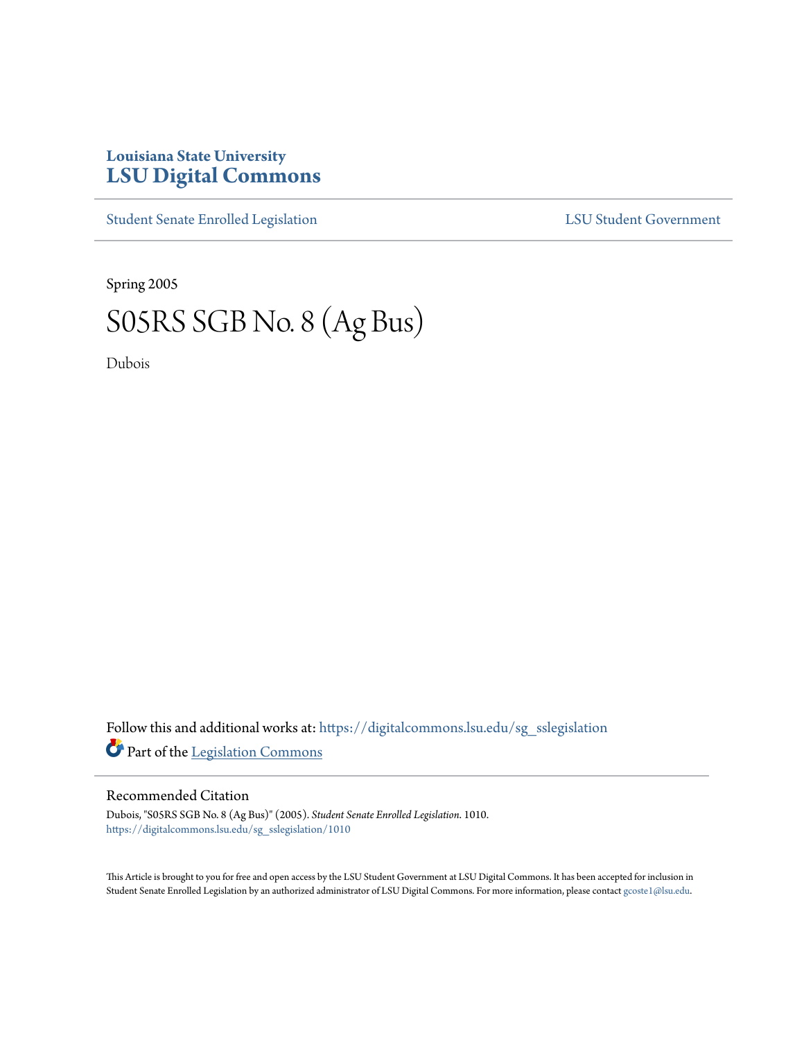Louisiana State University
**LSU Digital Commons**

Student Senate Enrolled Legislation | LSU Student Government

Spring 2005

# S05RS SGB No. 8 (Ag Bus)

Dubois

Follow this and additional works at: https://digitalcommons.lsu.edu/sg_sslegislation

Part of the Legislation Commons

## Recommended Citation

Dubois, "S05RS SGB No. 8 (Ag Bus)" (2005). *Student Senate Enrolled Legislation*. 1010.
https://digitalcommons.lsu.edu/sg_sslegislation/1010

This Article is brought to you for free and open access by the LSU Student Government at LSU Digital Commons. It has been accepted for inclusion in Student Senate Enrolled Legislation by an authorized administrator of LSU Digital Commons. For more information, please contact gcoste1@lsu.edu.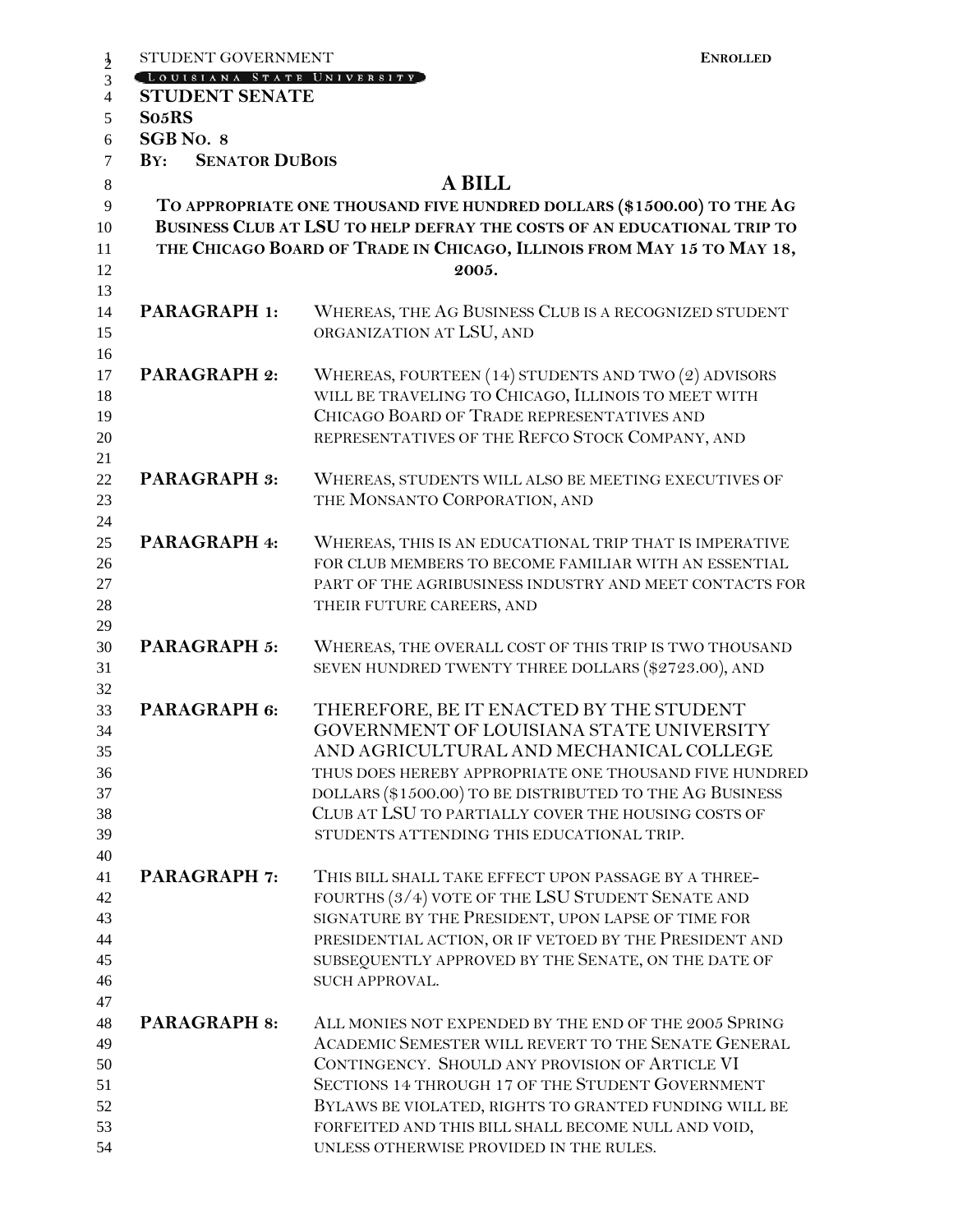STUDENT GOVERNMENT **ENROLLED**

LOUISIANA STATE UNIVERSITY

**STUDENT SENATE**

**S05RS**

**SGB NO. 8**

**BY: SENATOR DUBOIS**

# A BILL

**TO APPROPRIATE ONE THOUSAND FIVE HUNDRED DOLLARS ($1500.00) TO THE AG BUSINESS CLUB AT LSU TO HELP DEFRAY THE COSTS OF AN EDUCATIONAL TRIP TO THE CHICAGO BOARD OF TRADE IN CHICAGO, ILLINOIS FROM MAY 15 TO MAY 18, 2005.**

**PARAGRAPH 1:** WHEREAS, THE AG BUSINESS CLUB IS A RECOGNIZED STUDENT ORGANIZATION AT LSU, AND

**PARAGRAPH 2:** WHEREAS, FOURTEEN (14) STUDENTS AND TWO (2) ADVISORS WILL BE TRAVELING TO CHICAGO, ILLINOIS TO MEET WITH CHICAGO BOARD OF TRADE REPRESENTATIVES AND REPRESENTATIVES OF THE REFCO STOCK COMPANY, AND

**PARAGRAPH 3:** WHEREAS, STUDENTS WILL ALSO BE MEETING EXECUTIVES OF THE MONSANTO CORPORATION, AND

**PARAGRAPH 4:** WHEREAS, THIS IS AN EDUCATIONAL TRIP THAT IS IMPERATIVE FOR CLUB MEMBERS TO BECOME FAMILIAR WITH AN ESSENTIAL PART OF THE AGRIBUSINESS INDUSTRY AND MEET CONTACTS FOR THEIR FUTURE CAREERS, AND

**PARAGRAPH 5:** WHEREAS, THE OVERALL COST OF THIS TRIP IS TWO THOUSAND SEVEN HUNDRED TWENTY THREE DOLLARS ($2723.00), AND

**PARAGRAPH 6:** THEREFORE, BE IT ENACTED BY THE STUDENT GOVERNMENT OF LOUISIANA STATE UNIVERSITY AND AGRICULTURAL AND MECHANICAL COLLEGE THUS DOES HEREBY APPROPRIATE ONE THOUSAND FIVE HUNDRED DOLLARS ($1500.00) TO BE DISTRIBUTED TO THE AG BUSINESS CLUB AT LSU TO PARTIALLY COVER THE HOUSING COSTS OF STUDENTS ATTENDING THIS EDUCATIONAL TRIP.

**PARAGRAPH 7:** THIS BILL SHALL TAKE EFFECT UPON PASSAGE BY A THREE-FOURTHS (3/4) VOTE OF THE LSU STUDENT SENATE AND SIGNATURE BY THE PRESIDENT, UPON LAPSE OF TIME FOR PRESIDENTIAL ACTION, OR IF VETOED BY THE PRESIDENT AND SUBSEQUENTLY APPROVED BY THE SENATE, ON THE DATE OF SUCH APPROVAL.

**PARAGRAPH 8:** ALL MONIES NOT EXPENDED BY THE END OF THE 2005 SPRING ACADEMIC SEMESTER WILL REVERT TO THE SENATE GENERAL CONTINGENCY. SHOULD ANY PROVISION OF ARTICLE VI SECTIONS 14 THROUGH 17 OF THE STUDENT GOVERNMENT BYLAWS BE VIOLATED, RIGHTS TO GRANTED FUNDING WILL BE FORFEITED AND THIS BILL SHALL BECOME NULL AND VOID, UNLESS OTHERWISE PROVIDED IN THE RULES.